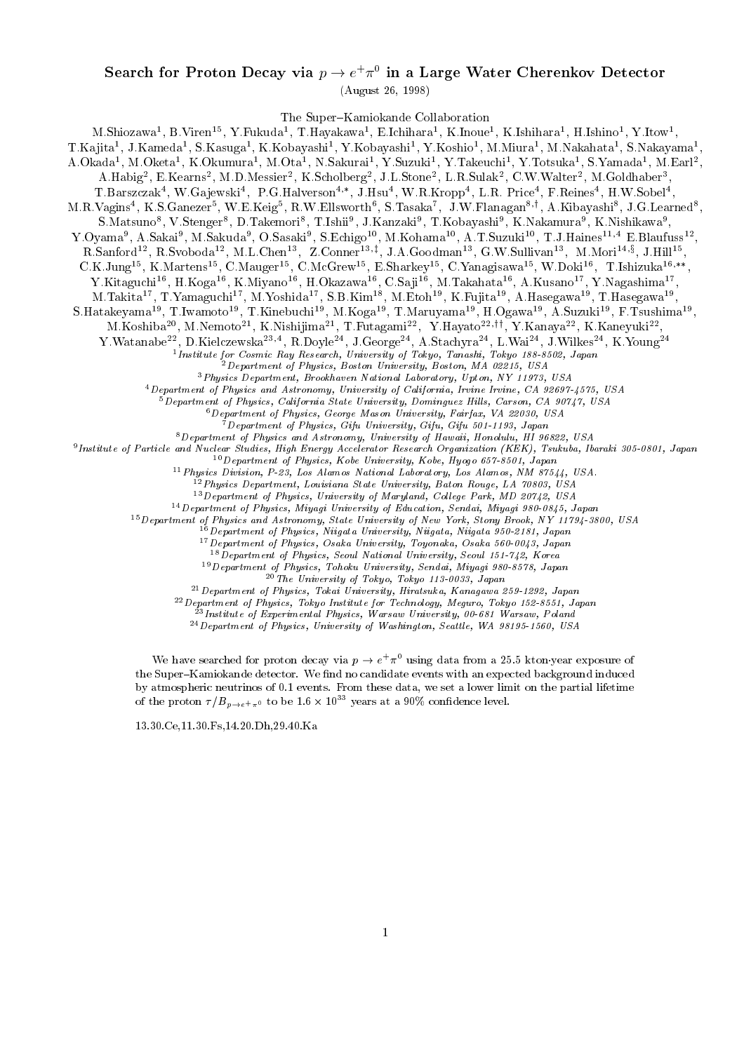# Search for Proton Decay via $p \to e^+\pi^0$ in a Large Water Cherenkov Detector

(August 26, 1998)

The Super–Kamiokande Collaboration

M.Shiozawa[1], B.Viren[15], Y.Fukuda[1], T.Hayakawa[1], E.Ichihara[1], K.Inoue[1], K.Ishihara[1], H.Ishino[1], Y.Itow[1], T.Kajita[1], J.Kameda[1], S.Kasuga[1], K.Kobayashi[1], Y.Kobayashi[1], Y.Koshio[1], M.Miura[1], M.Nakahata[1], S.Nakayama[1], A.Okada[1], M.Oketa[1], K.Okumura[1], M.Ota[1], N.Sakurai[1], Y.Suzuki[1], Y.Takeuchi[1], Y.Totsuka[1], S.Yamada[1], M.Earl[2], A.Habig[2], E.Kearns[2], M.D.Messier[2], K.Scholberg[2], J.L.Stone[2], L.R.Sulak[2], C.W.Walter[2], M.Goldhaber[3], T.Barszczak[4], W.Gajewski[4], P.G.Halverson[4,*], J.Hsu[4], W.R.Kropp[4], L.R. Price[4], F.Reines[4], H.W.Sobel[4], M.R.Vagins[4], K.S.Ganezer[5], W.E.Keig[5], R.W.Ellsworth[6], S.Tasaka[7], J.W.Flanagan[8,†], A.Kibayashi[8], J.G.Learned[8], S.Matsuno[8], V.Stenger[8], D.Takemori[8], T.Ishii[9], J.Kanzaki[9], T.Kobayashi[9], K.Nakamura[9], K.Nishikawa[9], Y.Oyama[9], A.Sakai[9], M.Sakuda[9], O.Sasaki[9], S.Echigo[10], M.Kohama[10], A.T.Suzuki[10], T.J.Haines[11,4] E.Blaufuss[12], R.Sanford[12], R.Svoboda[12], M.L.Chen[13], Z.Conner[13,‡], J.A.Goodman[13], G.W.Sullivan[13], M.Mori[14,§], J.Hill[15], C.K.Jung[15], K.Martens[15], C.Mauger[15], C.McGrew[15], E.Sharkey[15], C.Yanagisawa[15], W.Doki[16], T.Ishizuka[16,**], Y.Kitaguchi[16], H.Koga[16], K.Miyano[16], H.Okazawa[16], C.Saji[16], M.Takahata[16], A.Kusano[17], Y.Nagashima[17], M.Takita[17], T.Yamaguchi[17], M.Yoshida[17], S.B.Kim[18], M.Etoh[19], K.Fujita[19], A.Hasegawa[19], T.Hasegawa[19], S.Hatakeyama[19], T.Iwamoto[19], T.Kinebuchi[19], M.Koga[19], T.Maruyama[19], H.Ogawa[19], A.Suzuki[19], F.Tsushima[19], M.Koshiba[20], M.Nemoto[21], K.Nishijima[21], T.Futagami[22], Y.Hayato[22,††], Y.Kanaya[22], K.Kaneyuki[22], Y.Watanabe[22], D.Kielczewska[23,4], R.Doyle[24], J.George[24], A.Stachyra[24], L.Wai[24], J.Wilkes[24], K.Young[24]

[1] *Institute for Cosmic Ray Research, University of Tokyo, Tanashi, Tokyo 188-8502, Japan*
[2] *Department of Physics, Boston University, Boston, MA 02215, USA*
[3] *Physics Department, Brookhaven National Laboratory, Upton, NY 11973, USA*
[4] *Department of Physics and Astronomy, University of California, Irvine Irvine, CA 92697-4575, USA*
[5] *Department of Physics, California State University, Dominguez Hills, Carson, CA 90747, USA*
[6] *Department of Physics, George Mason University, Fairfax, VA 22030, USA*
[7] *Department of Physics, Gifu University, Gifu, Gifu 501-1193, Japan*
[8] *Department of Physics and Astronomy, University of Hawaii, Honolulu, HI 96822, USA*
[9] *Institute of Particle and Nuclear Studies, High Energy Accelerator Research Organization (KEK), Tsukuba, Ibaraki 305-0801, Japan*
[10] *Department of Physics, Kobe University, Kobe, Hyogo 657-8501, Japan*
[11] *Physics Division, P-23, Los Alamos National Laboratory, Los Alamos, NM 87544, USA.*
[12] *Physics Department, Louisiana State University, Baton Rouge, LA 70803, USA*
[13] *Department of Physics, University of Maryland, College Park, MD 20742, USA*
[14] *Department of Physics, Miyagi University of Education, Sendai, Miyagi 980-0845, Japan*
[15] *Department of Physics and Astronomy, State University of New York, Stony Brook, NY 11794-3800, USA*
[16] *Department of Physics, Niigata University, Niigata, Niigata 950-2181, Japan*
[17] *Department of Physics, Osaka University, Toyonaka, Osaka 560-0043, Japan*
[18] *Department of Physics, Seoul National University, Seoul 151-742, Korea*
[19] *Department of Physics, Tohoku University, Sendai, Miyagi 980-8578, Japan*
[20] *The University of Tokyo, Tokyo 113-0033, Japan*
[21] *Department of Physics, Tokai University, Hiratsuka, Kanagawa 259-1292, Japan*
[22] *Department of Physics, Tokyo Institute for Technology, Meguro, Tokyo 152-8551, Japan*
[23] *Institute of Experimental Physics, Warsaw University, 00-681 Warsaw, Poland*
[24] *Department of Physics, University of Washington, Seattle, WA 98195-1560, USA*

We have searched for proton decay via $p \to e^+\pi^0$ using data from a 25.5 kton·year exposure of the Super–Kamiokande detector. We find no candidate events with an expected background induced by atmospheric neutrinos of 0.1 events. From these data, we set a lower limit on the partial lifetime of the proton $\tau/B_{p\to e^+\pi^0}$ to be $1.6 \times 10^{33}$ years at a 90% confidence level.

13.30.Ce,11.30.Fs,14.20.Dh,29.40.Ka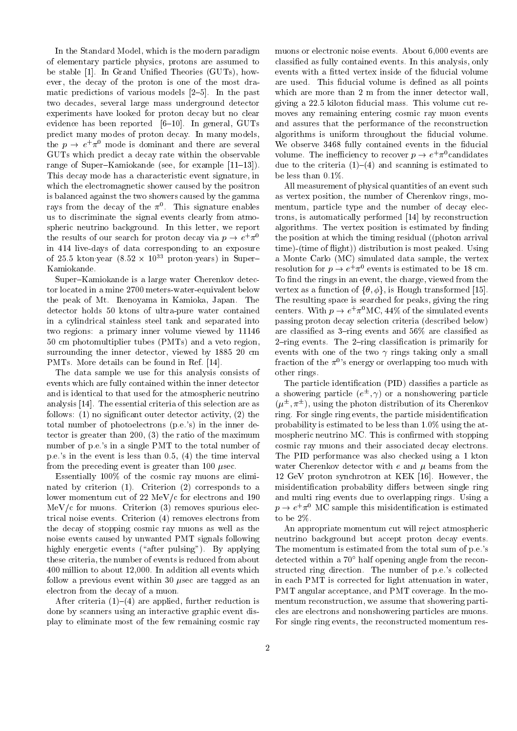In the Standard Model, which is the modern paradigm of elementary particle physics, protons are assumed to be stable [1]. In Grand Unified Theories (GUTs), however, the decay of the proton is one of the most dramatic predictions of various models [2–5]. In the past two decades, several large mass underground detector experiments have looked for proton decay but no clear evidence has been reported [6–10]. In general, GUTs predict many modes of proton decay. In many models, the $p \to e^+\pi^0$ mode is dominant and there are several GUTs which predict a decay rate within the observable range of Super–Kamiokande (see, for example [11–13]). This decay mode has a characteristic event signature, in which the electromagnetic shower caused by the positron is balanced against the two showers caused by the gamma rays from the decay of the $\pi^0$. This signature enables us to discriminate the signal events clearly from atmospheric neutrino background. In this letter, we report the results of our search for proton decay via $p \to e^+\pi^0$ in 414 live-days of data corresponding to an exposure of 25.5 kton·year ($8.52 \times 10^{33}$ proton·years) in Super–Kamiokande.

Super–Kamiokande is a large water Cherenkov detector located in a mine 2700 meters-water-equivalent below the peak of Mt. Ikenoyama in Kamioka, Japan. The detector holds 50 ktons of ultra-pure water contained in a cylindrical stainless steel tank and separated into two regions: a primary inner volume viewed by 11146 50 cm photomultiplier tubes (PMTs) and a veto region, surrounding the inner detector, viewed by 1885 20 cm PMTs. More details can be found in Ref. [14].

The data sample we use for this analysis consists of events which are fully contained within the inner detector and is identical to that used for the atmospheric neutrino analysis [14]. The essential criteria of this selection are as follows: (1) no significant outer detector activity, (2) the total number of photoelectrons (p.e.'s) in the inner detector is greater than 200, (3) the ratio of the maximum number of p.e.'s in a single PMT to the total number of p.e.'s in the event is less than 0.5, (4) the time interval from the preceding event is greater than 100 $\mu$sec.

Essentially 100% of the cosmic ray muons are eliminated by criterion (1). Criterion (2) corresponds to a lower momentum cut of 22 MeV/c for electrons and 190 MeV/c for muons. Criterion (3) removes spurious electrical noise events. Criterion (4) removes electrons from the decay of stopping cosmic ray muons as well as the noise events caused by unwanted PMT signals following highly energetic events ("after pulsing"). By applying these criteria, the number of events is reduced from about 400 million to about 12,000. In addition all events which follow a previous event within 30 $\mu$sec are tagged as an electron from the decay of a muon.

After criteria (1)–(4) are applied, further reduction is done by scanners using an interactive graphic event display to eliminate most of the few remaining cosmic ray muons or electronic noise events. About 6,000 events are classified as fully contained events. In this analysis, only events with a fitted vertex inside of the fiducial volume are used. This fiducial volume is defined as all points which are more than 2 m from the inner detector wall, giving a 22.5 kiloton fiducial mass. This volume cut removes any remaining entering cosmic ray muon events and assures that the performance of the reconstruction algorithms is uniform throughout the fiducial volume. We observe 3468 fully contained events in the fiducial volume. The inefficiency to recover $p \to e^+\pi^0$ candidates due to the criteria (1)–(4) and scanning is estimated to be less than 0.1%.

All measurement of physical quantities of an event such as vertex position, the number of Cherenkov rings, momentum, particle type and the number of decay electrons, is automatically performed [14] by reconstruction algorithms. The vertex position is estimated by finding the position at which the timing residual ((photon arrival time)-(time of flight)) distribution is most peaked. Using a Monte Carlo (MC) simulated data sample, the vertex resolution for $p \to e^+\pi^0$ events is estimated to be 18 cm. To find the rings in an event, the charge, viewed from the vertex as a function of $\{\theta, \phi\}$, is Hough transformed [15]. The resulting space is searched for peaks, giving the ring centers. With $p \to e^+\pi^0$MC, 44% of the simulated events passing proton decay selection criteria (described below) are classified as 3–ring events and 56% are classified as 2–ring events. The 2–ring classification is primarily for events with one of the two $\gamma$ rings taking only a small fraction of the $\pi^0$'s energy or overlapping too much with other rings.

The particle identification (PID) classifies a particle as a showering particle ($e^\pm, \gamma$) or a nonshowering particle ($\mu^\pm, \pi^\pm$), using the photon distribution of its Cherenkov ring. For single ring events, the particle misidentification probability is estimated to be less than 1.0% using the atmospheric neutrino MC. This is confirmed with stopping cosmic ray muons and their associated decay electrons. The PID performance was also checked using a 1 kton water Cherenkov detector with $e$ and $\mu$ beams from the 12 GeV proton synchrotron at KEK [16]. However, the misidentification probability differs between single ring and multi ring events due to overlapping rings. Using a $p \to e^+\pi^0$ MC sample this misidentification is estimated to be 2%.

An appropriate momentum cut will reject atmospheric neutrino background but accept proton decay events. The momentum is estimated from the total sum of p.e.'s detected within a 70° half opening angle from the reconstructed ring direction. The number of p.e.'s collected in each PMT is corrected for light attenuation in water, PMT angular acceptance, and PMT coverage. In the momentum reconstruction, we assume that showering particles are electrons and nonshowering particles are muons. For single ring events, the reconstructed momentum res-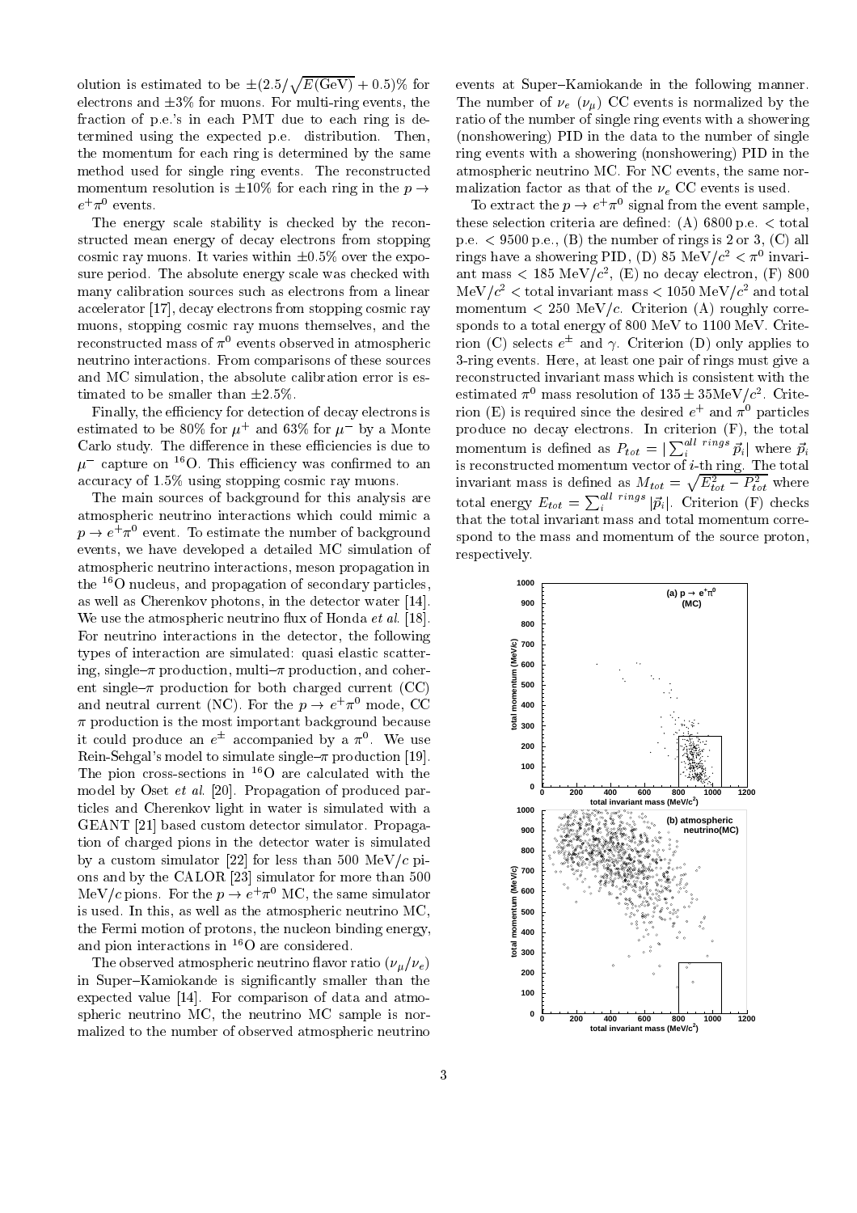olution is estimated to be $\pm(2.5/\sqrt{E(\mathrm{GeV})}+0.5)\%$ for electrons and $\pm3\%$ for muons. For multi-ring events, the fraction of p.e.'s in each PMT due to each ring is determined using the expected p.e. distribution. Then, the momentum for each ring is determined by the same method used for single ring events. The reconstructed momentum resolution is $\pm10\%$ for each ring in the $p \to e^+\pi^0$ events.

The energy scale stability is checked by the reconstructed mean energy of decay electrons from stopping cosmic ray muons. It varies within $\pm0.5\%$ over the exposure period. The absolute energy scale was checked with many calibration sources such as electrons from a linear accelerator [17], decay electrons from stopping cosmic ray muons, stopping cosmic ray muons themselves, and the reconstructed mass of $\pi^0$ events observed in atmospheric neutrino interactions. From comparisons of these sources and MC simulation, the absolute calibration error is estimated to be smaller than $\pm2.5\%$.

Finally, the efficiency for detection of decay electrons is estimated to be 80% for $\mu^+$ and 63% for $\mu^-$ by a Monte Carlo study. The difference in these efficiencies is due to $\mu^-$ capture on $^{16}$O. This efficiency was confirmed to an accuracy of 1.5% using stopping cosmic ray muons.

The main sources of background for this analysis are atmospheric neutrino interactions which could mimic a $p \to e^+\pi^0$ event. To estimate the number of background events, we have developed a detailed MC simulation of atmospheric neutrino interactions, meson propagation in the $^{16}$O nucleus, and propagation of secondary particles, as well as Cherenkov photons, in the detector water [14]. We use the atmospheric neutrino flux of Honda *et al.* [18]. For neutrino interactions in the detector, the following types of interaction are simulated: quasi elastic scattering, single–$\pi$ production, multi–$\pi$ production, and coherent single–$\pi$ production for both charged current (CC) and neutral current (NC). For the $p \to e^+\pi^0$ mode, CC $\pi$ production is the most important background because it could produce an $e^\pm$ accompanied by a $\pi^0$. We use Rein-Sehgal's model to simulate single–$\pi$ production [19]. The pion cross-sections in $^{16}$O are calculated with the model by Oset *et al.* [20]. Propagation of produced particles and Cherenkov light in water is simulated with a GEANT [21] based custom detector simulator. Propagation of charged pions in the detector water is simulated by a custom simulator [22] for less than 500 MeV/$c$ pions and by the CALOR [23] simulator for more than 500 MeV/$c$ pions. For the $p \to e^+\pi^0$ MC, the same simulator is used. In this, as well as the atmospheric neutrino MC, the Fermi motion of protons, the nucleon binding energy, and pion interactions in $^{16}$O are considered.

The observed atmospheric neutrino flavor ratio ($\nu_\mu/\nu_e$) in Super–Kamiokande is significantly smaller than the expected value [14]. For comparison of data and atmospheric neutrino MC, the neutrino MC sample is normalized to the number of observed atmospheric neutrino events at Super–Kamiokande in the following manner. The number of $\nu_e$ ($\nu_\mu$) CC events is normalized by the ratio of the number of single ring events with a showering (nonshowering) PID in the data to the number of single ring events with a showering (nonshowering) PID in the atmospheric neutrino MC. For NC events, the same normalization factor as that of the $\nu_e$ CC events is used.

To extract the $p \to e^+\pi^0$ signal from the event sample, these selection criteria are defined: (A) 6800 p.e. $<$ total p.e. $<$ 9500 p.e., (B) the number of rings is 2 or 3, (C) all rings have a showering PID, (D) 85 MeV/$c^2 < \pi^0$ invariant mass $<$ 185 MeV/$c^2$, (E) no decay electron, (F) 800 MeV/$c^2 <$ total invariant mass $<$ 1050 MeV/$c^2$ and total momentum $<$ 250 MeV/$c$. Criterion (A) roughly corresponds to a total energy of 800 MeV to 1100 MeV. Criterion (C) selects $e^\pm$ and $\gamma$. Criterion (D) only applies to 3-ring events. Here, at least one pair of rings must give a reconstructed invariant mass which is consistent with the estimated $\pi^0$ mass resolution of $135 \pm 35$MeV/$c^2$. Criterion (E) is required since the desired $e^+$ and $\pi^0$ particles produce no decay electrons. In criterion (F), the total momentum is defined as $P_{tot} = |\sum_i^{all\ rings} \vec{p}_i|$ where $\vec{p}_i$ is reconstructed momentum vector of $i$-th ring. The total invariant mass is defined as $M_{tot} = \sqrt{E_{tot}^2 - P_{tot}^2}$ where total energy $E_{tot} = \sum_i^{all\ rings} |\vec{p}_i|$. Criterion (F) checks that the total invariant mass and total momentum correspond to the mass and momentum of the source proton, respectively.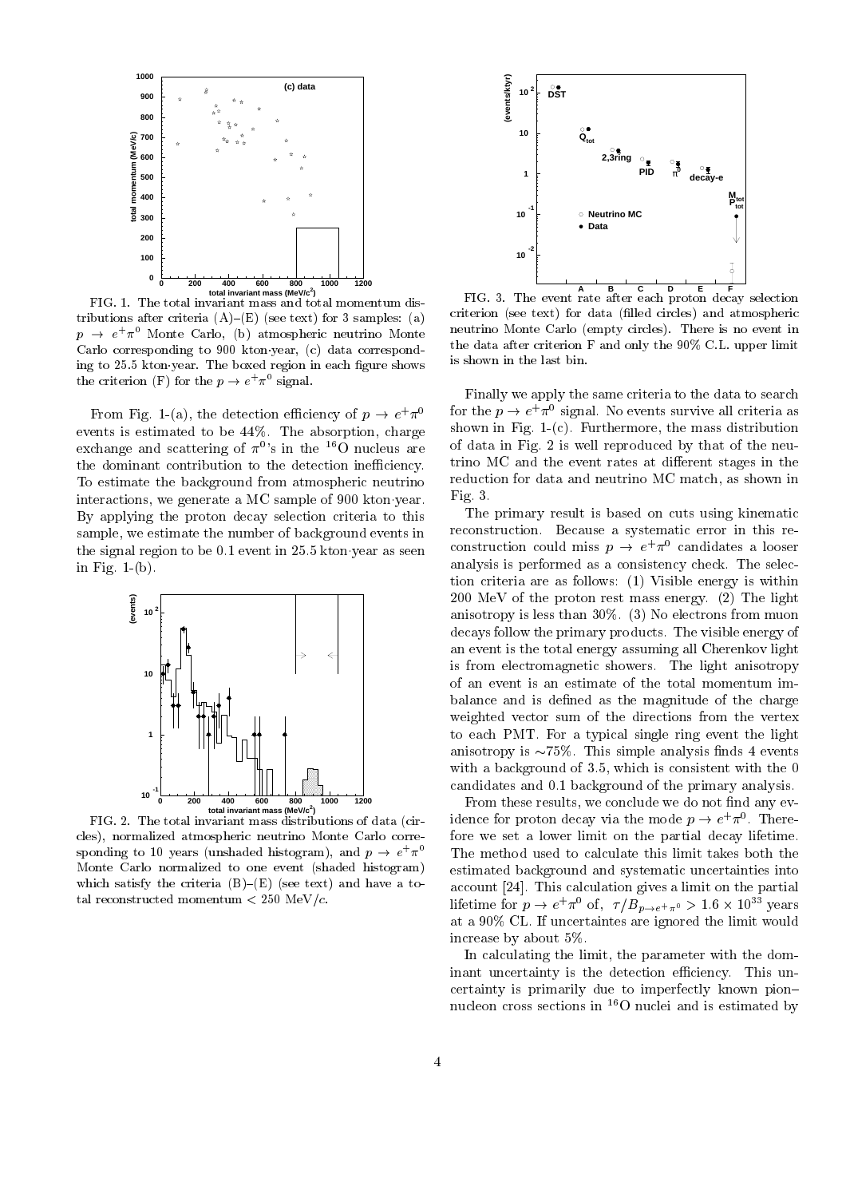FIG. 1. The total invariant mass and total momentum distributions after criteria (A)–(E) (see text) for 3 samples: (a) $p \to e^+\pi^0$ Monte Carlo, (b) atmospheric neutrino Monte Carlo corresponding to 900 kton·year, (c) data corresponding to 25.5 kton·year. The boxed region in each figure shows the criterion (F) for the $p \to e^+\pi^0$ signal.

From Fig. 1-(a), the detection efficiency of $p \to e^+\pi^0$ events is estimated to be 44%. The absorption, charge exchange and scattering of $\pi^0$'s in the $^{16}$O nucleus are the dominant contribution to the detection inefficiency. To estimate the background from atmospheric neutrino interactions, we generate a MC sample of 900 kton·year. By applying the proton decay selection criteria to this sample, we estimate the number of background events in the signal region to be 0.1 event in 25.5 kton·year as seen in Fig. 1-(b).

FIG. 2. The total invariant mass distributions of data (circles), normalized atmospheric neutrino Monte Carlo corresponding to 10 years (unshaded histogram), and $p \to e^+\pi^0$ Monte Carlo normalized to one event (shaded histogram) which satisfy the criteria (B)–(E) (see text) and have a total reconstructed momentum < 250 MeV/$c$.

FIG. 3. The event rate after each proton decay selection criterion (see text) for data (filled circles) and atmospheric neutrino Monte Carlo (empty circles). There is no event in the data after criterion F and only the 90% C.L. upper limit is shown in the last bin.

Finally we apply the same criteria to the data to search for the $p \to e^+\pi^0$ signal. No events survive all criteria as shown in Fig. 1-(c). Furthermore, the mass distribution of data in Fig. 2 is well reproduced by that of the neutrino MC and the event rates at different stages in the reduction for data and neutrino MC match, as shown in Fig. 3.

The primary result is based on cuts using kinematic reconstruction. Because a systematic error in this reconstruction could miss $p \to e^+\pi^0$ candidates a looser analysis is performed as a consistency check. The selection criteria are as follows: (1) Visible energy is within 200 MeV of the proton rest mass energy. (2) The light anisotropy is less than 30%. (3) No electrons from muon decays follow the primary products. The visible energy of an event is the total energy assuming all Cherenkov light is from electromagnetic showers. The light anisotropy of an event is an estimate of the total momentum imbalance and is defined as the magnitude of the charge weighted vector sum of the directions from the vertex to each PMT. For a typical single ring event the light anisotropy is ∼75%. This simple analysis finds 4 events with a background of 3.5, which is consistent with the 0 candidates and 0.1 background of the primary analysis.

From these results, we conclude we do not find any evidence for proton decay via the mode $p \to e^+\pi^0$. Therefore we set a lower limit on the partial decay lifetime. The method used to calculate this limit takes both the estimated background and systematic uncertainties into account [24]. This calculation gives a limit on the partial lifetime for $p \to e^+\pi^0$ of, $\tau/B_{p\to e^+\pi^0} > 1.6 \times 10^{33}$ years at a 90% CL. If uncertaintes are ignored the limit would increase by about 5%.

In calculating the limit, the parameter with the dominant uncertainty is the detection efficiency. This uncertainty is primarily due to imperfectly known pion–nucleon cross sections in $^{16}$O nuclei and is estimated by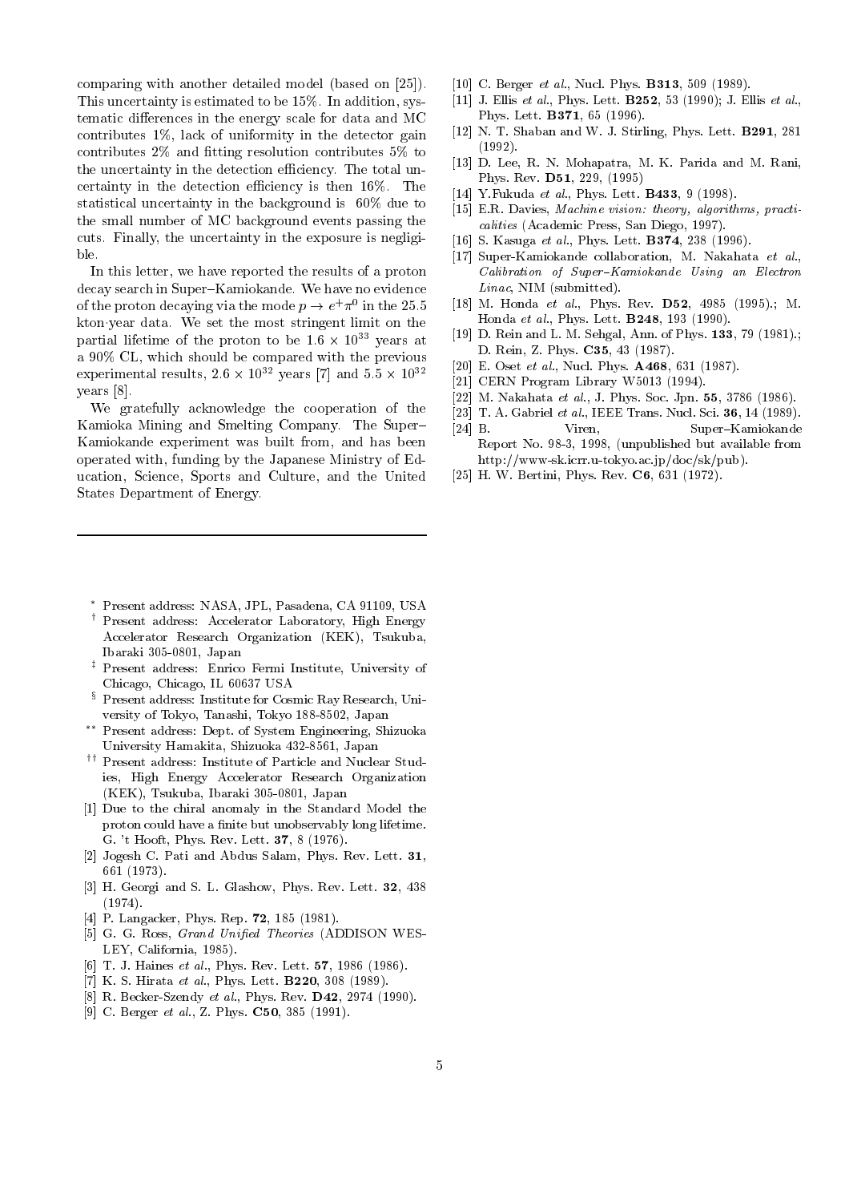comparing with another detailed model (based on [25]). This uncertainty is estimated to be 15%. In addition, systematic differences in the energy scale for data and MC contributes 1%, lack of uniformity in the detector gain contributes 2% and fitting resolution contributes 5% to the uncertainty in the detection efficiency. The total uncertainty in the detection efficiency is then 16%. The statistical uncertainty in the background is 60% due to the small number of MC background events passing the cuts. Finally, the uncertainty in the exposure is negligible.

In this letter, we have reported the results of a proton decay search in Super–Kamiokande. We have no evidence of the proton decaying via the mode $p \to e^+\pi^0$ in the 25.5 kton·year data. We set the most stringent limit on the partial lifetime of the proton to be $1.6 \times 10^{33}$ years at a 90% CL, which should be compared with the previous experimental results, $2.6 \times 10^{32}$ years [7] and $5.5 \times 10^{32}$ years [8].

We gratefully acknowledge the cooperation of the Kamioka Mining and Smelting Company. The Super–Kamiokande experiment was built from, and has been operated with, funding by the Japanese Ministry of Education, Science, Sports and Culture, and the United States Department of Energy.

---

* Present address: NASA, JPL, Pasadena, CA 91109, USA

† Present address: Accelerator Laboratory, High Energy Accelerator Research Organization (KEK), Tsukuba, Ibaraki 305-0801, Japan

‡ Present address: Enrico Fermi Institute, University of Chicago, Chicago, IL 60637 USA

§ Present address: Institute for Cosmic Ray Research, University of Tokyo, Tanashi, Tokyo 188-8502, Japan

** Present address: Dept. of System Engineering, Shizuoka University Hamakita, Shizuoka 432-8561, Japan

†† Present address: Institute of Particle and Nuclear Studies, High Energy Accelerator Research Organization (KEK), Tsukuba, Ibaraki 305-0801, Japan

[1] Due to the chiral anomaly in the Standard Model the proton could have a finite but unobservably long lifetime. G. 't Hooft, Phys. Rev. Lett. **37**, 8 (1976).

[2] Jogesh C. Pati and Abdus Salam, Phys. Rev. Lett. **31**, 661 (1973).

[3] H. Georgi and S. L. Glashow, Phys. Rev. Lett. **32**, 438 (1974).

[4] P. Langacker, Phys. Rep. **72**, 185 (1981).

[5] G. G. Ross, *Grand Unified Theories* (ADDISON WESLEY, California, 1985).

[6] T. J. Haines *et al.*, Phys. Rev. Lett. **57**, 1986 (1986).

[7] K. S. Hirata *et al.*, Phys. Lett. **B220**, 308 (1989).

[8] R. Becker-Szendy *et al.*, Phys. Rev. **D42**, 2974 (1990).

[9] C. Berger *et al.*, Z. Phys. **C50**, 385 (1991).

[10] C. Berger *et al.*, Nucl. Phys. **B313**, 509 (1989).

[11] J. Ellis *et al.*, Phys. Lett. **B252**, 53 (1990); J. Ellis *et al.*, Phys. Lett. **B371**, 65 (1996).

[12] N. T. Shaban and W. J. Stirling, Phys. Lett. **B291**, 281 (1992).

[13] D. Lee, R. N. Mohapatra, M. K. Parida and M. Rani, Phys. Rev. **D51**, 229, (1995)

[14] Y.Fukuda *et al.*, Phys. Lett. **B433**, 9 (1998).

[15] E.R. Davies, *Machine vision: theory, algorithms, practicalities* (Academic Press, San Diego, 1997).

[16] S. Kasuga *et al.*, Phys. Lett. **B374**, 238 (1996).

[17] Super-Kamiokande collaboration, M. Nakahata *et al.*, *Calibration of Super–Kamiokande Using an Electron Linac*, NIM (submitted).

[18] M. Honda *et al.*, Phys. Rev. **D52**, 4985 (1995).; M. Honda *et al.*, Phys. Lett. **B248**, 193 (1990).

[19] D. Rein and L. M. Sehgal, Ann. of Phys. **133**, 79 (1981).; D. Rein, Z. Phys. **C35**, 43 (1987).

[20] E. Oset *et al.*, Nucl. Phys. **A468**, 631 (1987).

[21] CERN Program Library W5013 (1994).

[22] M. Nakahata *et al.*, J. Phys. Soc. Jpn. **55**, 3786 (1986).

[23] T. A. Gabriel *et al.*, IEEE Trans. Nucl. Sci. **36**, 14 (1989).

[24] B. Viren, Super–Kamiokande Report No. 98-3, 1998, (unpublished but available from http://www-sk.icrr.u-tokyo.ac.jp/doc/sk/pub).

[25] H. W. Bertini, Phys. Rev. **C6**, 631 (1972).